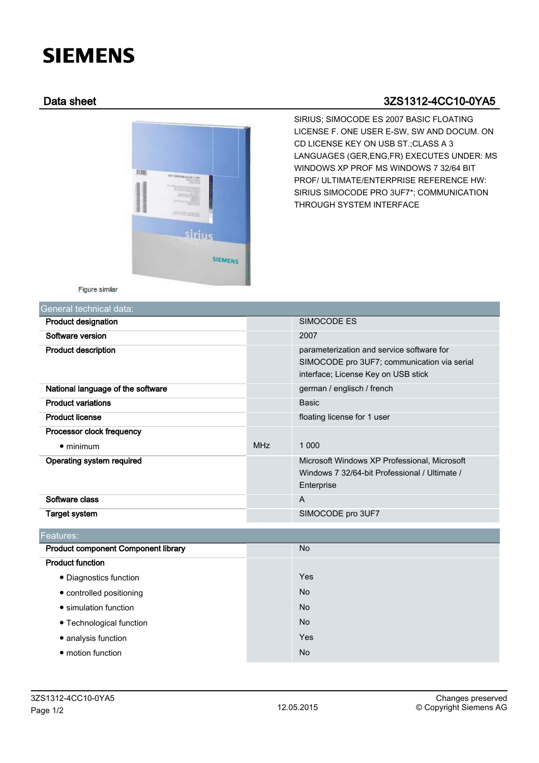# SIEMENS

## Data sheet 3ZS1312-4CC10-0YA5

SIRIUS; SIMOCODE ES 2007 BASIC FLOATING LICENSE F. ONE USER E-SW, SW AND DOCUM. ON CD LICENSE KEY ON USB ST.;CLASS A 3 LANGUAGES (GER,ENG,FR) EXECUTES UNDER: MS WINDOWS XP PROF MS WINDOWS 7 32/64 BIT PROF/ ULTIMATE/ENTERPRISE REFERENCE HW: SIRIUS SIMOCODE PRO 3UF7*; COMMUNICATION THROUGH SYSTEM INTERFACE

Figure similar

| General technical data: | | |
|---|---|---|
| **Product designation** | | SIMOCODE ES |
| **Software version** | | 2007 |
| **Product description** | | parameterization and service software for SIMOCODE pro 3UF7; communication via serial interface; License Key on USB stick |
| **National language of the software** | | german / englisch / french |
| **Product variations** | | Basic |
| **Product license** | | floating license for 1 user |
| **Processor clock frequency** | | |
| • minimum | MHz | 1 000 |
| **Operating system required** | | Microsoft Windows XP Professional, Microsoft Windows 7 32/64-bit Professional / Ultimate / Enterprise |
| **Software class** | | A |
| **Target system** | | SIMOCODE pro 3UF7 |

| Features: | | |
|---|---|---|
| **Product component Component library** | | No |
| **Product function** | | |
| • Diagnostics function | | Yes |
| • controlled positioning | | No |
| • simulation function | | No |
| • Technological function | | No |
| • analysis function | | Yes |
| • motion function | | No |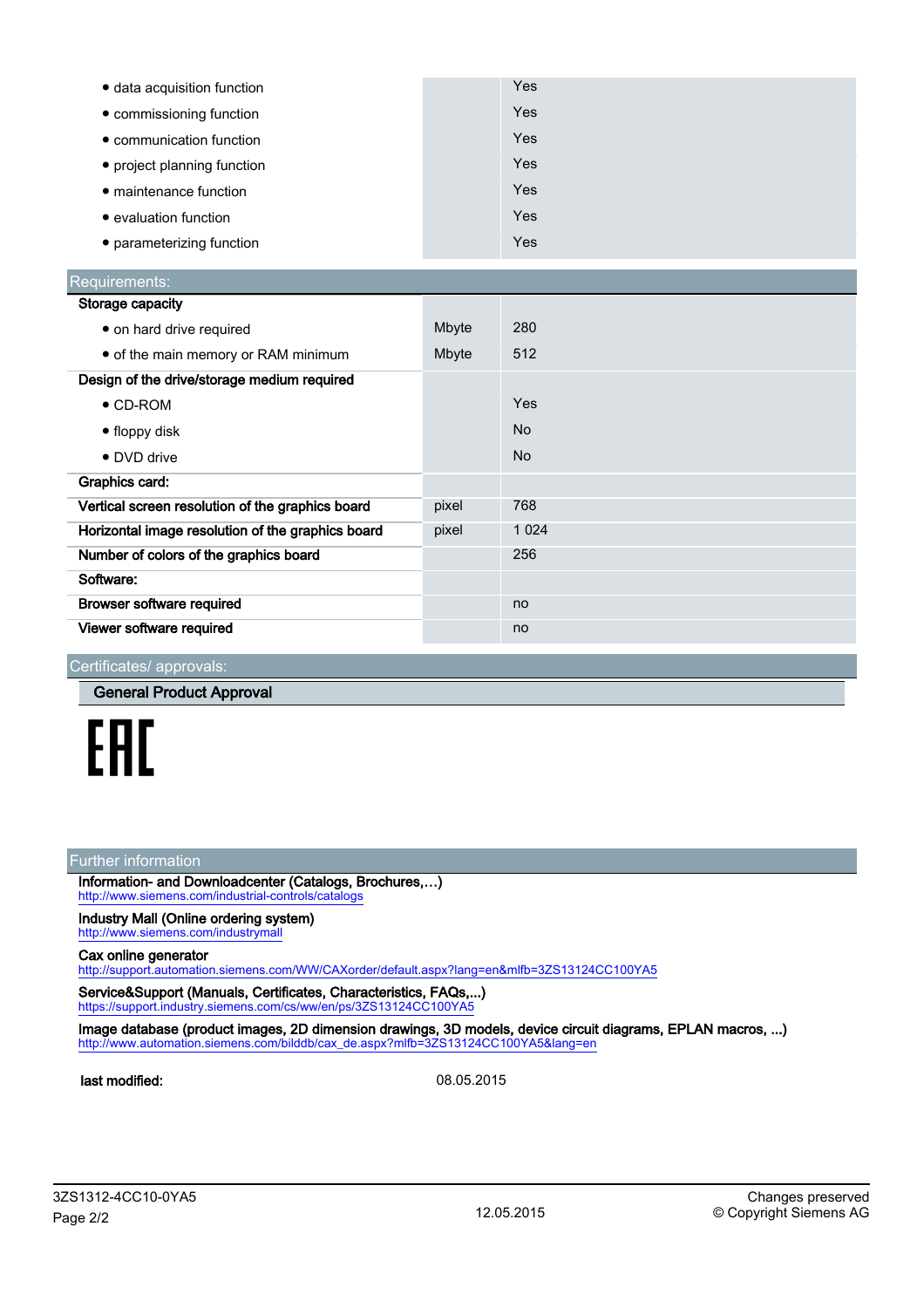| | | |
|---|---|---|
| • data acquisition function | | Yes |
| • commissioning function | | Yes |
| • communication function | | Yes |
| • project planning function | | Yes |
| • maintenance function | | Yes |
| • evaluation function | | Yes |
| • parameterizing function | | Yes |

## Requirements:

| | | |
|---|---|---|
| **Storage capacity** | | |
| • on hard drive required | Mbyte | 280 |
| • of the main memory or RAM minimum | Mbyte | 512 |
| **Design of the drive/storage medium required** | | |
| • CD-ROM | | Yes |
| • floppy disk | | No |
| • DVD drive | | No |
| **Graphics card:** | | |
| **Vertical screen resolution of the graphics board** | pixel | 768 |
| **Horizontal image resolution of the graphics board** | pixel | 1 024 |
| **Number of colors of the graphics board** | | 256 |
| **Software:** | | |
| **Browser software required** | | no |
| **Viewer software required** | | no |

## Certificates/ approvals:

**General Product Approval**

EAC

## Further information

**Information- and Downloadcenter (Catalogs, Brochures,…)**
http://www.siemens.com/industrial-controls/catalogs

**Industry Mall (Online ordering system)**
http://www.siemens.com/industrymall

**Cax online generator**
http://support.automation.siemens.com/WW/CAXorder/default.aspx?lang=en&mlfb=3ZS13124CC100YA5

**Service&Support (Manuals, Certificates, Characteristics, FAQs,...)**
https://support.industry.siemens.com/cs/ww/en/ps/3ZS13124CC100YA5

**Image database (product images, 2D dimension drawings, 3D models, device circuit diagrams, EPLAN macros, ...)**
http://www.automation.siemens.com/bilddb/cax_de.aspx?mlfb=3ZS13124CC100YA5&lang=en

**last modified:** 08.05.2015